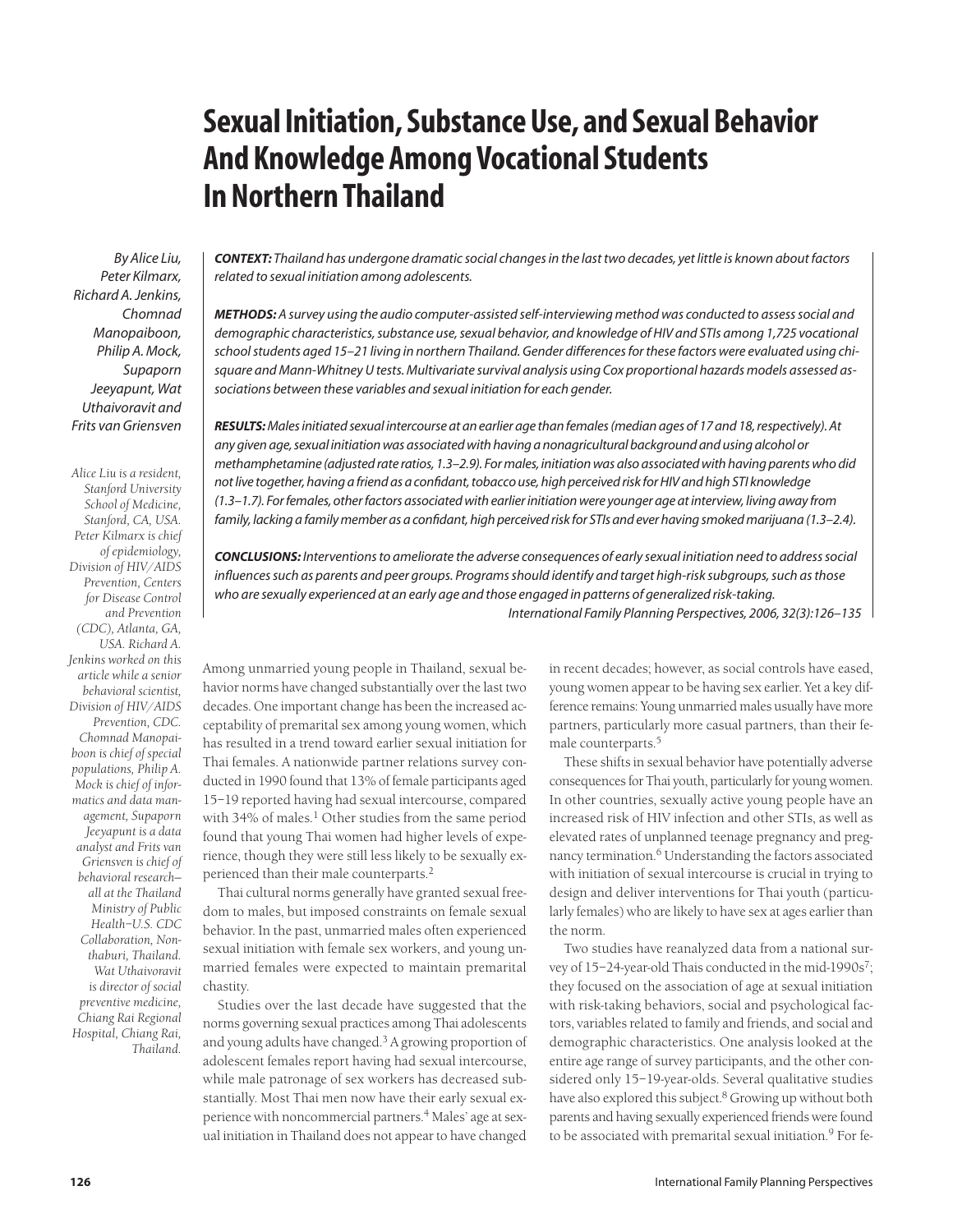# Sexual Initiation, Substance Use, and Sexual Behavior And Knowledge Among Vocational Students In Northern Thailand

*By Alice Liu, Peter Kilmarx, Richard A. Jenkins, Chomnad Manopaiboon, Philip A. Mock, Supaporn Jeeyapunt, Wat Uthaivoravit and Frits van Griensven*

*Alice Liu is a resident, Stanford University School of Medicine, Stanford, CA, USA. Peter Kilmarx is chief of epidemiology, Division of HIV/AIDS Prevention, Centers for Disease Control and Prevention (CDC), Atlanta, GA, USA. Richard A. Jenkins worked on this article while a senior behavioral scientist, Division of HIV/AIDS Prevention, CDC. Chomnad Manopaiboon is chief of special populations, Philip A. Mock is chief of informatics and data management, Supaporn Jeeyapunt is a data analyst and Frits van Griensven is chief of behavioral research—all at the Thailand Ministry of Public Health–U.S. CDC Collaboration, Nonthaburi, Thailand. Wat Uthaivoravit is director of social preventive medicine, Chiang Rai Regional Hospital, Chiang Rai, Thailand.*

***CONTEXT:*** *Thailand has undergone dramatic social changes in the last two decades, yet little is known about factors related to sexual initiation among adolescents.*

***METHODS:*** *A survey using the audio computer-assisted self-interviewing method was conducted to assess social and demographic characteristics, substance use, sexual behavior, and knowledge of HIV and STIs among 1,725 vocational school students aged 15–21 living in northern Thailand. Gender differences for these factors were evaluated using chi-square and Mann-Whitney U tests. Multivariate survival analysis using Cox proportional hazards models assessed associations between these variables and sexual initiation for each gender.*

***RESULTS:*** *Males initiated sexual intercourse at an earlier age than females (median ages of 17 and 18, respectively). At any given age, sexual initiation was associated with having a nonagricultural background and using alcohol or methamphetamine (adjusted rate ratios, 1.3–2.9). For males, initiation was also associated with having parents who did not live together, having a friend as a confidant, tobacco use, high perceived risk for HIV and high STI knowledge (1.3–1.7). For females, other factors associated with earlier initiation were younger age at interview, living away from family, lacking a family member as a confidant, high perceived risk for STIs and ever having smoked marijuana (1.3–2.4).*

***CONCLUSIONS:*** *Interventions to ameliorate the adverse consequences of early sexual initiation need to address social influences such as parents and peer groups. Programs should identify and target high-risk subgroups, such as those who are sexually experienced at an early age and those engaged in patterns of generalized risk-taking.*

*International Family Planning Perspectives, 2006, 32(3):126–135*

Among unmarried young people in Thailand, sexual behavior norms have changed substantially over the last two decades. One important change has been the increased acceptability of premarital sex among young women, which has resulted in a trend toward earlier sexual initiation for Thai females. A nationwide partner relations survey conducted in 1990 found that 13% of female participants aged 15–19 reported having had sexual intercourse, compared with 34% of males.[1] Other studies from the same period found that young Thai women had higher levels of experience, though they were still less likely to be sexually experienced than their male counterparts.[2]

Thai cultural norms generally have granted sexual freedom to males, but imposed constraints on female sexual behavior. In the past, unmarried males often experienced sexual initiation with female sex workers, and young unmarried females were expected to maintain premarital chastity.

Studies over the last decade have suggested that the norms governing sexual practices among Thai adolescents and young adults have changed.[3] A growing proportion of adolescent females report having had sexual intercourse, while male patronage of sex workers has decreased substantially. Most Thai men now have their early sexual experience with noncommercial partners.[4] Males' age at sexual initiation in Thailand does not appear to have changed in recent decades; however, as social controls have eased, young women appear to be having sex earlier. Yet a key difference remains: Young unmarried males usually have more partners, particularly more casual partners, than their female counterparts.[5]

These shifts in sexual behavior have potentially adverse consequences for Thai youth, particularly for young women. In other countries, sexually active young people have an increased risk of HIV infection and other STIs, as well as elevated rates of unplanned teenage pregnancy and pregnancy termination.[6] Understanding the factors associated with initiation of sexual intercourse is crucial in trying to design and deliver interventions for Thai youth (particularly females) who are likely to have sex at ages earlier than the norm.

Two studies have reanalyzed data from a national survey of 15–24-year-old Thais conducted in the mid-1990s[7]; they focused on the association of age at sexual initiation with risk-taking behaviors, social and psychological factors, variables related to family and friends, and social and demographic characteristics. One analysis looked at the entire age range of survey participants, and the other considered only 15–19-year-olds. Several qualitative studies have also explored this subject.[8] Growing up without both parents and having sexually experienced friends were found to be associated with premarital sexual initiation.[9] For fe-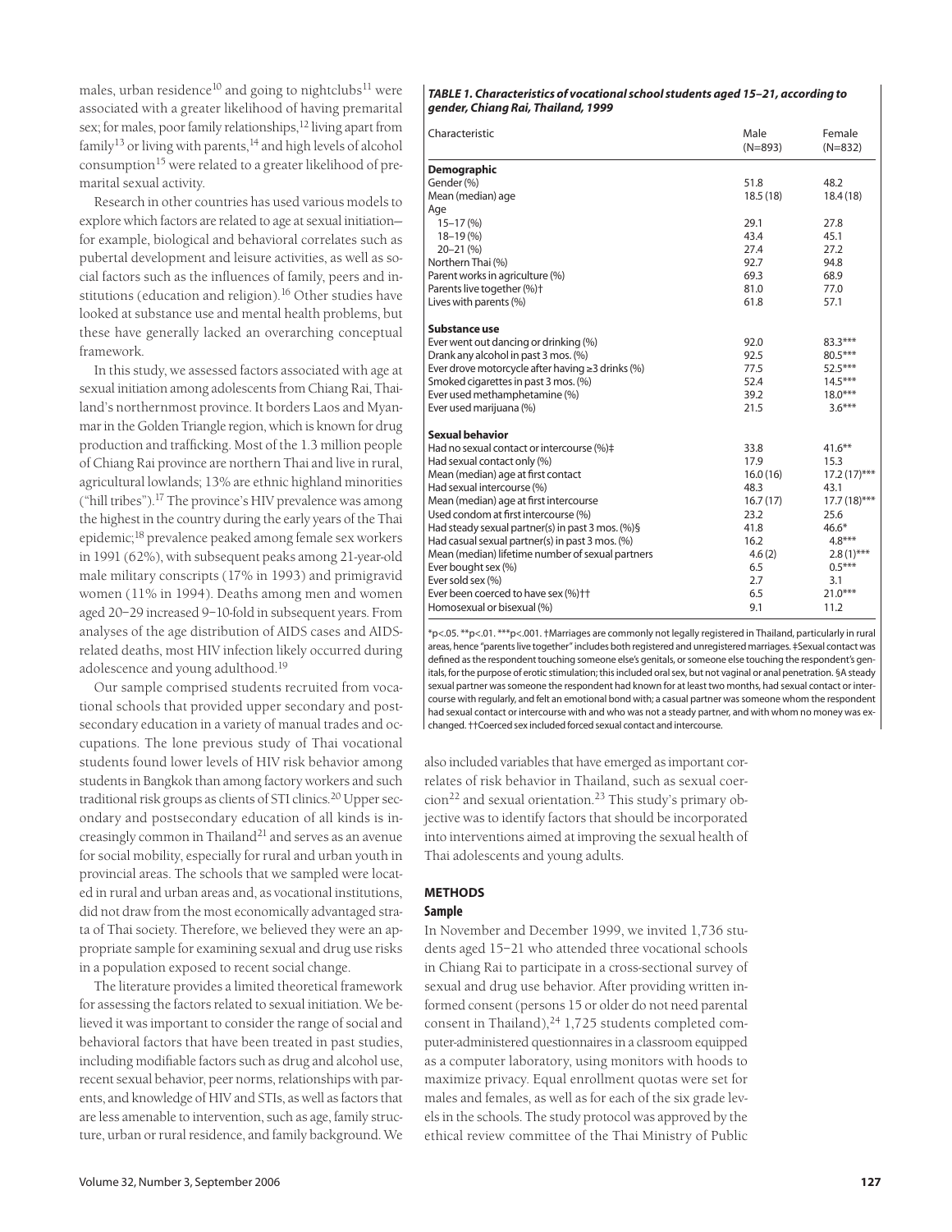males, urban residence[10] and going to nightclubs[11] were associated with a greater likelihood of having premarital sex; for males, poor family relationships,[12] living apart from family[13] or living with parents,[14] and high levels of alcohol consumption[15] were related to a greater likelihood of premarital sexual activity.

Research in other countries has used various models to explore which factors are related to age at sexual initiation—for example, biological and behavioral correlates such as pubertal development and leisure activities, as well as social factors such as the influences of family, peers and institutions (education and religion).[16] Other studies have looked at substance use and mental health problems, but these have generally lacked an overarching conceptual framework.

In this study, we assessed factors associated with age at sexual initiation among adolescents from Chiang Rai, Thailand's northernmost province. It borders Laos and Myanmar in the Golden Triangle region, which is known for drug production and trafficking. Most of the 1.3 million people of Chiang Rai province are northern Thai and live in rural, agricultural lowlands; 13% are ethnic highland minorities ("hill tribes").[17] The province's HIV prevalence was among the highest in the country during the early years of the Thai epidemic;[18] prevalence peaked among female sex workers in 1991 (62%), with subsequent peaks among 21-year-old male military conscripts (17% in 1993) and primigravid women (11% in 1994). Deaths among men and women aged 20–29 increased 9–10-fold in subsequent years. From analyses of the age distribution of AIDS cases and AIDS-related deaths, most HIV infection likely occurred during adolescence and young adulthood.[19]

Our sample comprised students recruited from vocational schools that provided upper secondary and postsecondary education in a variety of manual trades and occupations. The lone previous study of Thai vocational students found lower levels of HIV risk behavior among students in Bangkok than among factory workers and such traditional risk groups as clients of STI clinics.[20] Upper secondary and postsecondary education of all kinds is increasingly common in Thailand[21] and serves as an avenue for social mobility, especially for rural and urban youth in provincial areas. The schools that we sampled were located in rural and urban areas and, as vocational institutions, did not draw from the most economically advantaged strata of Thai society. Therefore, we believed they were an appropriate sample for examining sexual and drug use risks in a population exposed to recent social change.

The literature provides a limited theoretical framework for assessing the factors related to sexual initiation. We believed it was important to consider the range of social and behavioral factors that have been treated in past studies, including modifiable factors such as drug and alcohol use, recent sexual behavior, peer norms, relationships with parents, and knowledge of HIV and STIs, as well as factors that are less amenable to intervention, such as age, family structure, urban or rural residence, and family background. We also included variables that have emerged as important correlates of risk behavior in Thailand, such as sexual coercion[22] and sexual orientation.[23] This study's primary objective was to identify factors that should be incorporated into interventions aimed at improving the sexual health of Thai adolescents and young adults.

***TABLE 1. Characteristics of vocational school students aged 15–21, according to gender, Chiang Rai, Thailand, 1999***

| Characteristic | Male (N=893) | Female (N=832) |
|---|---|---|
| **Demographic** | | |
| Gender (%) | 51.8 | 48.2 |
| Mean (median) age | 18.5 (18) | 18.4 (18) |
| Age | | |
| 15–17 (%) | 29.1 | 27.8 |
| 18–19 (%) | 43.4 | 45.1 |
| 20–21 (%) | 27.4 | 27.2 |
| Northern Thai (%) | 92.7 | 94.8 |
| Parent works in agriculture (%) | 69.3 | 68.9 |
| Parents live together (%)† | 81.0 | 77.0 |
| Lives with parents (%) | 61.8 | 57.1 |
| **Substance use** | | |
| Ever went out dancing or drinking (%) | 92.0 | 83.3*** |
| Drank any alcohol in past 3 mos. (%) | 92.5 | 80.5*** |
| Ever drove motorcycle after having ≥3 drinks (%) | 77.5 | 52.5*** |
| Smoked cigarettes in past 3 mos. (%) | 52.4 | 14.5*** |
| Ever used methamphetamine (%) | 39.2 | 18.0*** |
| Ever used marijuana (%) | 21.5 | 3.6*** |
| **Sexual behavior** | | |
| Had no sexual contact or intercourse (%)‡ | 33.8 | 41.6** |
| Had sexual contact only (%) | 17.9 | 15.3 |
| Mean (median) age at first contact | 16.0 (16) | 17.2 (17)*** |
| Had sexual intercourse (%) | 48.3 | 43.1 |
| Mean (median) age at first intercourse | 16.7 (17) | 17.7 (18)*** |
| Used condom at first intercourse (%) | 23.2 | 25.6 |
| Had steady sexual partner(s) in past 3 mos. (%)§ | 41.8 | 46.6* |
| Had casual sexual partner(s) in past 3 mos. (%) | 16.2 | 4.8*** |
| Mean (median) lifetime number of sexual partners | 4.6 (2) | 2.8 (1)*** |
| Ever bought sex (%) | 6.5 | 0.5*** |
| Ever sold sex (%) | 2.7 | 3.1 |
| Ever been coerced to have sex (%)†† | 6.5 | 21.0*** |
| Homosexual or bisexual (%) | 9.1 | 11.2 |

*p<.05. **p<.01. ***p<.001. †Marriages are commonly not legally registered in Thailand, particularly in rural areas, hence "parents live together" includes both registered and unregistered marriages. ‡Sexual contact was defined as the respondent touching someone else's genitals, or someone else touching the respondent's genitals, for the purpose of erotic stimulation; this included oral sex, but not vaginal or anal penetration. §A steady sexual partner was someone the respondent had known for at least two months, had sexual contact or intercourse with regularly, and felt an emotional bond with; a casual partner was someone whom the respondent had sexual contact or intercourse with and who was not a steady partner, and with whom no money was exchanged. ††Coerced sex included forced sexual contact and intercourse.

## METHODS

### Sample

In November and December 1999, we invited 1,736 students aged 15–21 who attended three vocational schools in Chiang Rai to participate in a cross-sectional survey of sexual and drug use behavior. After providing written informed consent (persons 15 or older do not need parental consent in Thailand),[24] 1,725 students completed computer-administered questionnaires in a classroom equipped as a computer laboratory, using monitors with hoods to maximize privacy. Equal enrollment quotas were set for males and females, as well as for each of the six grade levels in the schools. The study protocol was approved by the ethical review committee of the Thai Ministry of Public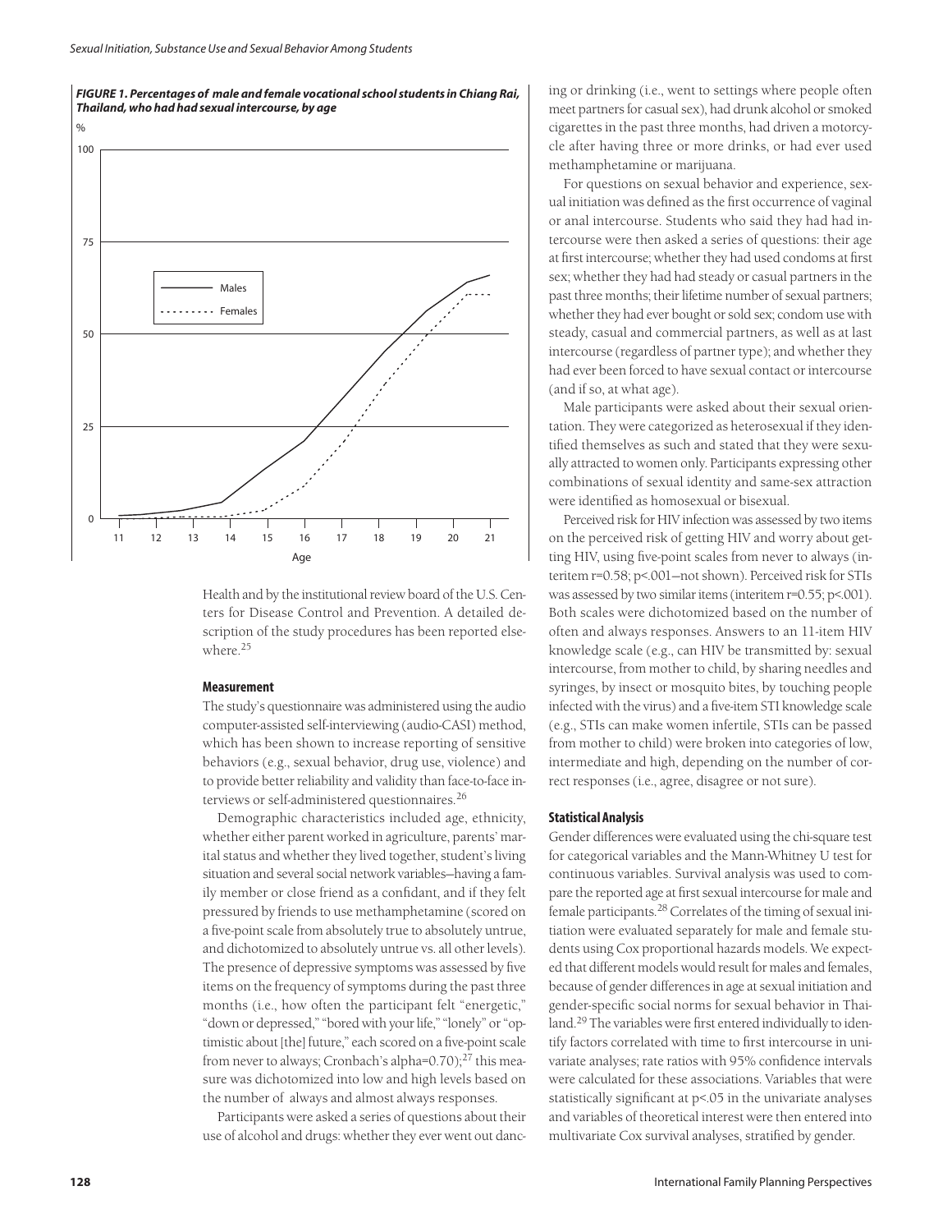**FIGURE 1. Percentages of male and female vocational school students in Chiang Rai, Thailand, who had had sexual intercourse, by age**

Health and by the institutional review board of the U.S. Centers for Disease Control and Prevention. A detailed description of the study procedures has been reported elsewhere.[25]

### Measurement

The study's questionnaire was administered using the audio computer-assisted self-interviewing (audio-CASI) method, which has been shown to increase reporting of sensitive behaviors (e.g., sexual behavior, drug use, violence) and to provide better reliability and validity than face-to-face interviews or self-administered questionnaires.[26]

Demographic characteristics included age, ethnicity, whether either parent worked in agriculture, parents' marital status and whether they lived together, student's living situation and several social network variables—having a family member or close friend as a confidant, and if they felt pressured by friends to use methamphetamine (scored on a five-point scale from absolutely true to absolutely untrue, and dichotomized to absolutely untrue vs. all other levels). The presence of depressive symptoms was assessed by five items on the frequency of symptoms during the past three months (i.e., how often the participant felt "energetic," "down or depressed," "bored with your life," "lonely" or "optimistic about [the] future," each scored on a five-point scale from never to always; Cronbach's alpha=0.70);[27] this measure was dichotomized into low and high levels based on the number of always and almost always responses.

Participants were asked a series of questions about their use of alcohol and drugs: whether they ever went out dancing or drinking (i.e., went to settings where people often meet partners for casual sex), had drunk alcohol or smoked cigarettes in the past three months, had driven a motorcycle after having three or more drinks, or had ever used methamphetamine or marijuana.

For questions on sexual behavior and experience, sexual initiation was defined as the first occurrence of vaginal or anal intercourse. Students who said they had had intercourse were then asked a series of questions: their age at first intercourse; whether they had used condoms at first sex; whether they had had steady or casual partners in the past three months; their lifetime number of sexual partners; whether they had ever bought or sold sex; condom use with steady, casual and commercial partners, as well as at last intercourse (regardless of partner type); and whether they had ever been forced to have sexual contact or intercourse (and if so, at what age).

Male participants were asked about their sexual orientation. They were categorized as heterosexual if they identified themselves as such and stated that they were sexually attracted to women only. Participants expressing other combinations of sexual identity and same-sex attraction were identified as homosexual or bisexual.

Perceived risk for HIV infection was assessed by two items on the perceived risk of getting HIV and worry about getting HIV, using five-point scales from never to always (interitem r=0.58; p<.001—not shown). Perceived risk for STIs was assessed by two similar items (interitem r=0.55; p<.001). Both scales were dichotomized based on the number of often and always responses. Answers to an 11-item HIV knowledge scale (e.g., can HIV be transmitted by: sexual intercourse, from mother to child, by sharing needles and syringes, by insect or mosquito bites, by touching people infected with the virus) and a five-item STI knowledge scale (e.g., STIs can make women infertile, STIs can be passed from mother to child) were broken into categories of low, intermediate and high, depending on the number of correct responses (i.e., agree, disagree or not sure).

### Statistical Analysis

Gender differences were evaluated using the chi-square test for categorical variables and the Mann-Whitney U test for continuous variables. Survival analysis was used to compare the reported age at first sexual intercourse for male and female participants.[28] Correlates of the timing of sexual initiation were evaluated separately for male and female students using Cox proportional hazards models. We expected that different models would result for males and females, because of gender differences in age at sexual initiation and gender-specific social norms for sexual behavior in Thailand.[29] The variables were first entered individually to identify factors correlated with time to first intercourse in univariate analyses; rate ratios with 95% confidence intervals were calculated for these associations. Variables that were statistically significant at p<.05 in the univariate analyses and variables of theoretical interest were then entered into multivariate Cox survival analyses, stratified by gender.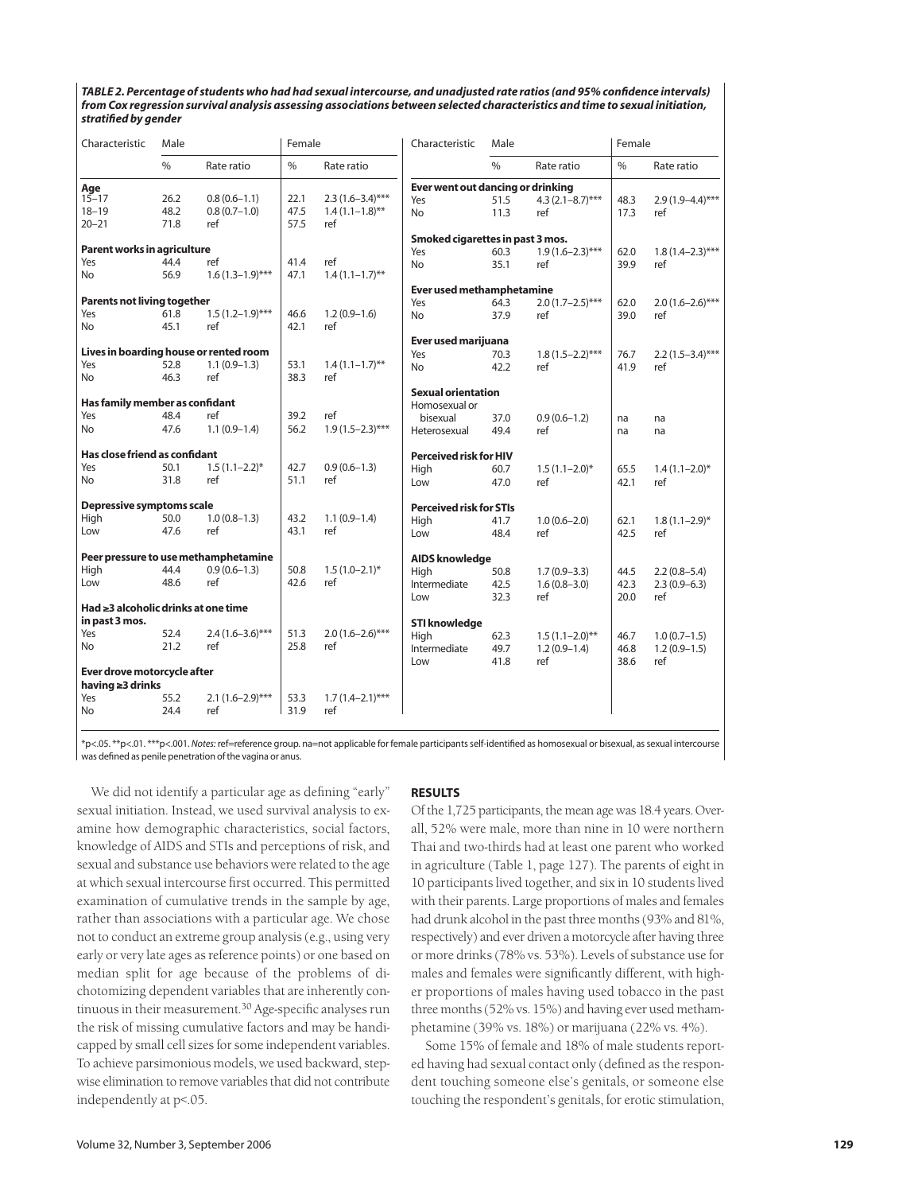**TABLE 2. Percentage of students who had had sexual intercourse, and unadjusted rate ratios (and 95% confidence intervals) from Cox regression survival analysis assessing associations between selected characteristics and time to sexual initiation, stratified by gender**

| Characteristic | Male | | Female | |
|---|---|---|---|---|
| | % | Rate ratio | % | Rate ratio |
| **Age** | | | | |
| 15–17 | 26.2 | 0.8 (0.6–1.1) | 22.1 | 2.3 (1.6–3.4)*** |
| 18–19 | 48.2 | 0.8 (0.7–1.0) | 47.5 | 1.4 (1.1–1.8)** |
| 20–21 | 71.8 | ref | 57.5 | ref |
| **Parent works in agriculture** | | | | |
| Yes | 44.4 | ref | 41.4 | ref |
| No | 56.9 | 1.6 (1.3–1.9)*** | 47.1 | 1.4 (1.1–1.7)** |
| **Parents not living together** | | | | |
| Yes | 61.8 | 1.5 (1.2–1.9)*** | 46.6 | 1.2 (0.9–1.6) |
| No | 45.1 | ref | 42.1 | ref |
| **Lives in boarding house or rented room** | | | | |
| Yes | 52.8 | 1.1 (0.9–1.3) | 53.1 | 1.4 (1.1–1.7)** |
| No | 46.3 | ref | 38.3 | ref |
| **Has family member as confidant** | | | | |
| Yes | 48.4 | ref | 39.2 | ref |
| No | 47.6 | 1.1 (0.9–1.4) | 56.2 | 1.9 (1.5–2.3)*** |
| **Has close friend as confidant** | | | | |
| Yes | 50.1 | 1.5 (1.1–2.2)* | 42.7 | 0.9 (0.6–1.3) |
| No | 31.8 | ref | 51.1 | ref |
| **Depressive symptoms scale** | | | | |
| High | 50.0 | 1.0 (0.8–1.3) | 43.2 | 1.1 (0.9–1.4) |
| Low | 47.6 | ref | 43.1 | ref |
| **Peer pressure to use methamphetamine** | | | | |
| High | 44.4 | 0.9 (0.6–1.3) | 50.8 | 1.5 (1.0–2.1)* |
| Low | 48.6 | ref | 42.6 | ref |
| **Had ≥3 alcoholic drinks at one time in past 3 mos.** | | | | |
| Yes | 52.4 | 2.4 (1.6–3.6)*** | 51.3 | 2.0 (1.6–2.6)*** |
| No | 21.2 | ref | 25.8 | ref |
| **Ever drove motorcycle after having ≥3 drinks** | | | | |
| Yes | 55.2 | 2.1 (1.6–2.9)*** | 53.3 | 1.7 (1.4–2.1)*** |
| No | 24.4 | ref | 31.9 | ref |
| **Ever went out dancing or drinking** | | | | |
| Yes | 51.5 | 4.3 (2.1–8.7)*** | 48.3 | 2.9 (1.9–4.4)*** |
| No | 11.3 | ref | 17.3 | ref |
| **Smoked cigarettes in past 3 mos.** | | | | |
| Yes | 60.3 | 1.9 (1.6–2.3)*** | 62.0 | 1.8 (1.4–2.3)*** |
| No | 35.1 | ref | 39.9 | ref |
| **Ever used methamphetamine** | | | | |
| Yes | 64.3 | 2.0 (1.7–2.5)*** | 62.0 | 2.0 (1.6–2.6)*** |
| No | 37.9 | ref | 39.0 | ref |
| **Ever used marijuana** | | | | |
| Yes | 70.3 | 1.8 (1.5–2.2)*** | 76.7 | 2.2 (1.5–3.4)*** |
| No | 42.2 | ref | 41.9 | ref |
| **Sexual orientation** | | | | |
| Homosexual or bisexual | 37.0 | 0.9 (0.6–1.2) | na | na |
| Heterosexual | 49.4 | ref | na | na |
| **Perceived risk for HIV** | | | | |
| High | 60.7 | 1.5 (1.1–2.0)* | 65.5 | 1.4 (1.1–2.0)* |
| Low | 47.0 | ref | 42.1 | ref |
| **Perceived risk for STIs** | | | | |
| High | 41.7 | 1.0 (0.6–2.0) | 62.1 | 1.8 (1.1–2.9)* |
| Low | 48.4 | ref | 42.5 | ref |
| **AIDS knowledge** | | | | |
| High | 50.8 | 1.7 (0.9–3.3) | 44.5 | 2.2 (0.8–5.4) |
| Intermediate | 42.5 | 1.6 (0.8–3.0) | 42.3 | 2.3 (0.9–6.3) |
| Low | 32.3 | ref | 20.0 | ref |
| **STI knowledge** | | | | |
| High | 62.3 | 1.5 (1.1–2.0)** | 46.7 | 1.0 (0.7–1.5) |
| Intermediate | 49.7 | 1.2 (0.9–1.4) | 46.8 | 1.2 (0.9–1.5) |
| Low | 41.8 | ref | 38.6 | ref |

*p<.05. **p<.01. ***p<.001. *Notes:* ref=reference group. na=not applicable for female participants self-identified as homosexual or bisexual, as sexual intercourse was defined as penile penetration of the vagina or anus.

We did not identify a particular age as defining "early" sexual initiation. Instead, we used survival analysis to examine how demographic characteristics, social factors, knowledge of AIDS and STIs and perceptions of risk, and sexual and substance use behaviors were related to the age at which sexual intercourse first occurred. This permitted examination of cumulative trends in the sample by age, rather than associations with a particular age. We chose not to conduct an extreme group analysis (e.g., using very early or very late ages as reference points) or one based on median split for age because of the problems of dichotomizing dependent variables that are inherently continuous in their measurement.[30] Age-specific analyses run the risk of missing cumulative factors and may be handicapped by small cell sizes for some independent variables. To achieve parsimonious models, we used backward, stepwise elimination to remove variables that did not contribute independently at p<.05.

## RESULTS

Of the 1,725 participants, the mean age was 18.4 years. Overall, 52% were male, more than nine in 10 were northern Thai and two-thirds had at least one parent who worked in agriculture (Table 1, page 127). The parents of eight in 10 participants lived together, and six in 10 students lived with their parents. Large proportions of males and females had drunk alcohol in the past three months (93% and 81%, respectively) and ever driven a motorcycle after having three or more drinks (78% vs. 53%). Levels of substance use for males and females were significantly different, with higher proportions of males having used tobacco in the past three months (52% vs. 15%) and having ever used methamphetamine (39% vs. 18%) or marijuana (22% vs. 4%).

Some 15% of female and 18% of male students reported having had sexual contact only (defined as the respondent touching someone else's genitals, or someone else touching the respondent's genitals, for erotic stimulation,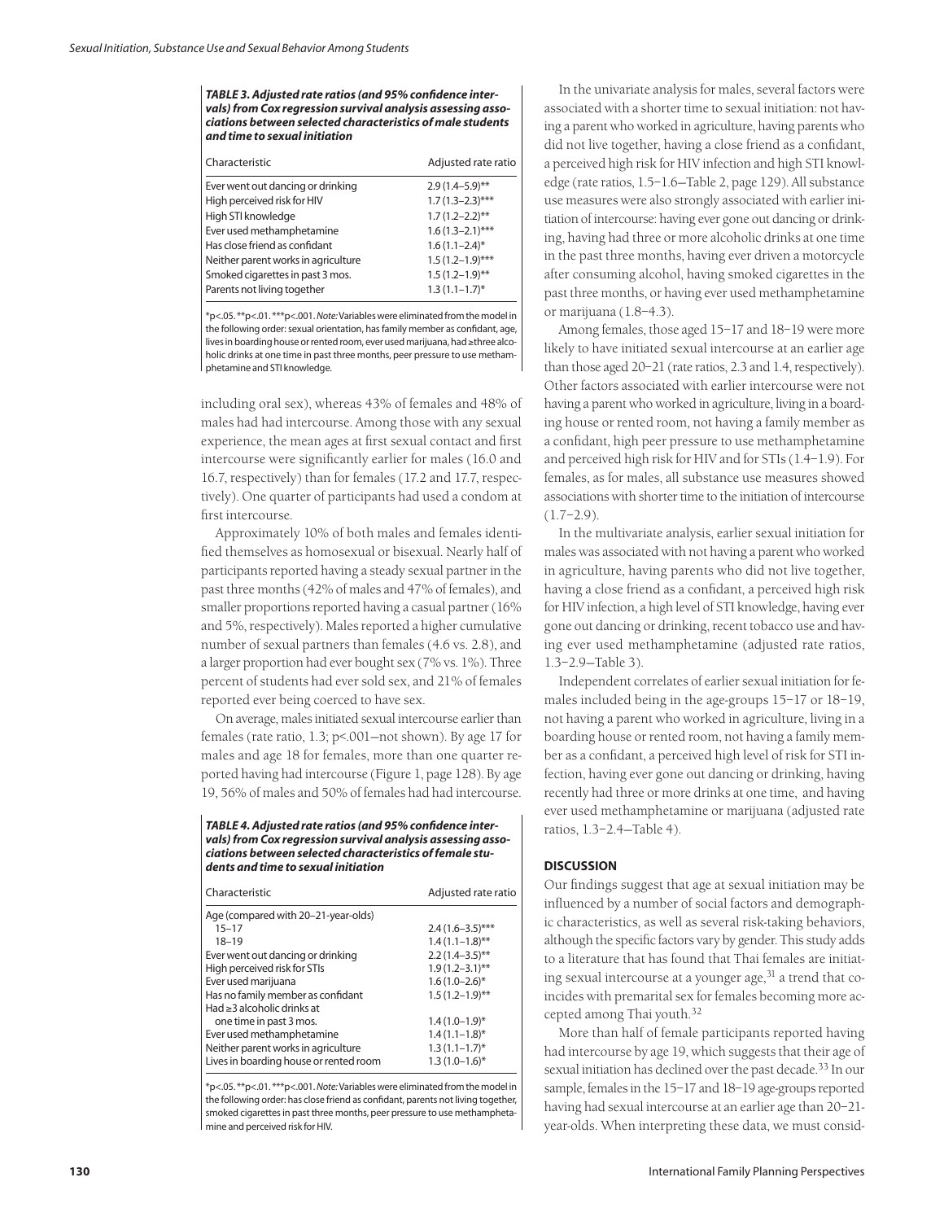**TABLE 3. Adjusted rate ratios (and 95% confidence intervals) from Cox regression survival analysis assessing associations between selected characteristics of male students and time to sexual initiation**

| Characteristic | Adjusted rate ratio |
|---|---|
| Ever went out dancing or drinking | 2.9 (1.4–5.9)** |
| High perceived risk for HIV | 1.7 (1.3–2.3)*** |
| High STI knowledge | 1.7 (1.2–2.2)** |
| Ever used methamphetamine | 1.6 (1.3–2.1)*** |
| Has close friend as confidant | 1.6 (1.1–2.4)* |
| Neither parent works in agriculture | 1.5 (1.2–1.9)*** |
| Smoked cigarettes in past 3 mos. | 1.5 (1.2–1.9)** |
| Parents not living together | 1.3 (1.1–1.7)* |

*p<.05. **p<.01. ***p<.001. *Note:* Variables were eliminated from the model in the following order: sexual orientation, has family member as confidant, age, lives in boarding house or rented room, ever used marijuana, had ≥three alcoholic drinks at one time in past three months, peer pressure to use methamphetamine and STI knowledge.

including oral sex), whereas 43% of females and 48% of males had had intercourse. Among those with any sexual experience, the mean ages at first sexual contact and first intercourse were significantly earlier for males (16.0 and 16.7, respectively) than for females (17.2 and 17.7, respectively). One quarter of participants had used a condom at first intercourse.

Approximately 10% of both males and females identified themselves as homosexual or bisexual. Nearly half of participants reported having a steady sexual partner in the past three months (42% of males and 47% of females), and smaller proportions reported having a casual partner (16% and 5%, respectively). Males reported a higher cumulative number of sexual partners than females (4.6 vs. 2.8), and a larger proportion had ever bought sex (7% vs. 1%). Three percent of students had ever sold sex, and 21% of females reported ever being coerced to have sex.

On average, males initiated sexual intercourse earlier than females (rate ratio, 1.3; p<.001—not shown). By age 17 for males and age 18 for females, more than one quarter reported having had intercourse (Figure 1, page 128). By age 19, 56% of males and 50% of females had had intercourse.

**TABLE 4. Adjusted rate ratios (and 95% confidence intervals) from Cox regression survival analysis assessing associations between selected characteristics of female students and time to sexual initiation**

| Characteristic | Adjusted rate ratio |
|---|---|
| Age (compared with 20–21-year-olds) | |
| 15–17 | 2.4 (1.6–3.5)*** |
| 18–19 | 1.4 (1.1–1.8)** |
| Ever went out dancing or drinking | 2.2 (1.4–3.5)** |
| High perceived risk for STIs | 1.9 (1.2–3.1)** |
| Ever used marijuana | 1.6 (1.0–2.6)* |
| Has no family member as confidant | 1.5 (1.2–1.9)** |
| Had ≥3 alcoholic drinks at one time in past 3 mos. | 1.4 (1.0–1.9)* |
| Ever used methamphetamine | 1.4 (1.1–1.8)* |
| Neither parent works in agriculture | 1.3 (1.1–1.7)* |
| Lives in boarding house or rented room | 1.3 (1.0–1.6)* |

*p<.05. **p<.01. ***p<.001. *Note:* Variables were eliminated from the model in the following order: has close friend as confidant, parents not living together, smoked cigarettes in past three months, peer pressure to use methamphetamine and perceived risk for HIV.

In the univariate analysis for males, several factors were associated with a shorter time to sexual initiation: not having a parent who worked in agriculture, having parents who did not live together, having a close friend as a confidant, a perceived high risk for HIV infection and high STI knowledge (rate ratios, 1.5–1.6—Table 2, page 129). All substance use measures were also strongly associated with earlier initiation of intercourse: having ever gone out dancing or drinking, having had three or more alcoholic drinks at one time in the past three months, having ever driven a motorcycle after consuming alcohol, having smoked cigarettes in the past three months, or having ever used methamphetamine or marijuana (1.8–4.3).

Among females, those aged 15–17 and 18–19 were more likely to have initiated sexual intercourse at an earlier age than those aged 20–21 (rate ratios, 2.3 and 1.4, respectively). Other factors associated with earlier intercourse were not having a parent who worked in agriculture, living in a boarding house or rented room, not having a family member as a confidant, high peer pressure to use methamphetamine and perceived high risk for HIV and for STIs (1.4–1.9). For females, as for males, all substance use measures showed associations with shorter time to the initiation of intercourse (1.7–2.9).

In the multivariate analysis, earlier sexual initiation for males was associated with not having a parent who worked in agriculture, having parents who did not live together, having a close friend as a confidant, a perceived high risk for HIV infection, a high level of STI knowledge, having ever gone out dancing or drinking, recent tobacco use and having ever used methamphetamine (adjusted rate ratios, 1.3–2.9—Table 3).

Independent correlates of earlier sexual initiation for females included being in the age-groups 15–17 or 18–19, not having a parent who worked in agriculture, living in a boarding house or rented room, not having a family member as a confidant, a perceived high level of risk for STI infection, having ever gone out dancing or drinking, having recently had three or more drinks at one time, and having ever used methamphetamine or marijuana (adjusted rate ratios, 1.3–2.4—Table 4).

## DISCUSSION

Our findings suggest that age at sexual initiation may be influenced by a number of social factors and demographic characteristics, as well as several risk-taking behaviors, although the specific factors vary by gender. This study adds to a literature that has found that Thai females are initiating sexual intercourse at a younger age,[31] a trend that coincides with premarital sex for females becoming more accepted among Thai youth.[32]

More than half of female participants reported having had intercourse by age 19, which suggests that their age of sexual initiation has declined over the past decade.[33] In our sample, females in the 15–17 and 18–19 age-groups reported having had sexual intercourse at an earlier age than 20–21-year-olds. When interpreting these data, we must consid-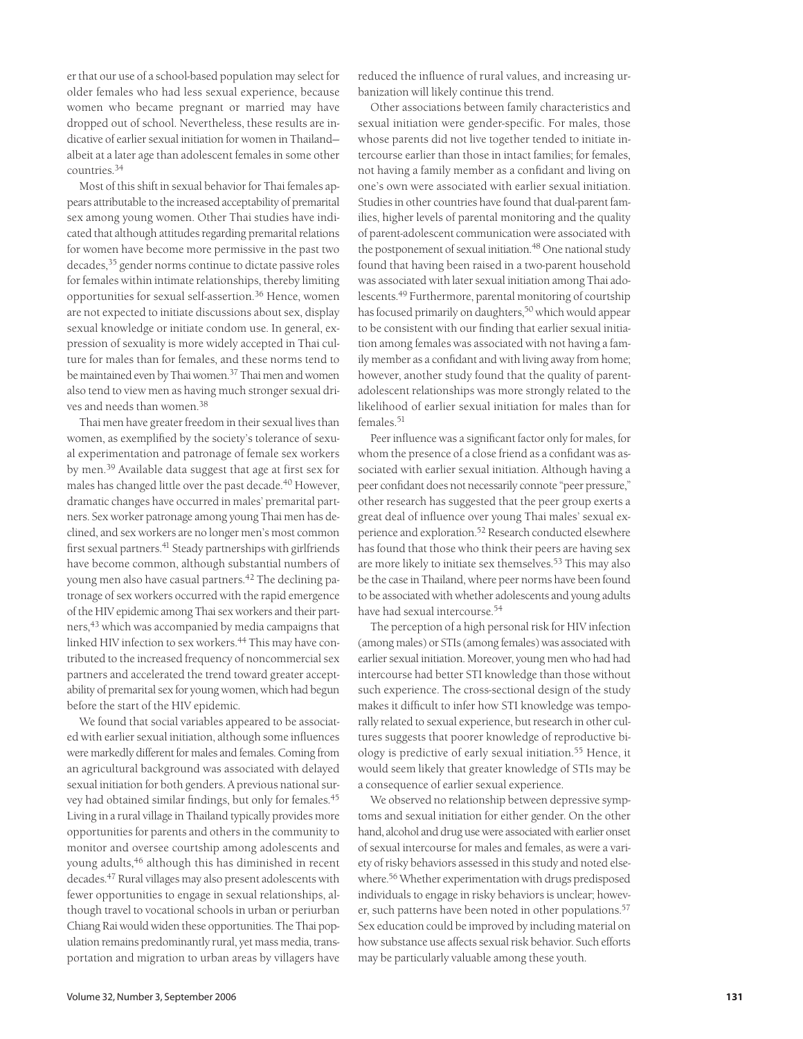er that our use of a school-based population may select for older females who had less sexual experience, because women who became pregnant or married may have dropped out of school. Nevertheless, these results are indicative of earlier sexual initiation for women in Thailand—albeit at a later age than adolescent females in some other countries.[34]

Most of this shift in sexual behavior for Thai females appears attributable to the increased acceptability of premarital sex among young women. Other Thai studies have indicated that although attitudes regarding premarital relations for women have become more permissive in the past two decades,[35] gender norms continue to dictate passive roles for females within intimate relationships, thereby limiting opportunities for sexual self-assertion.[36] Hence, women are not expected to initiate discussions about sex, display sexual knowledge or initiate condom use. In general, expression of sexuality is more widely accepted in Thai culture for males than for females, and these norms tend to be maintained even by Thai women.[37] Thai men and women also tend to view men as having much stronger sexual drives and needs than women.[38]

Thai men have greater freedom in their sexual lives than women, as exemplified by the society's tolerance of sexual experimentation and patronage of female sex workers by men.[39] Available data suggest that age at first sex for males has changed little over the past decade.[40] However, dramatic changes have occurred in males' premarital partners. Sex worker patronage among young Thai men has declined, and sex workers are no longer men's most common first sexual partners.[41] Steady partnerships with girlfriends have become common, although substantial numbers of young men also have casual partners.[42] The declining patronage of sex workers occurred with the rapid emergence of the HIV epidemic among Thai sex workers and their partners,[43] which was accompanied by media campaigns that linked HIV infection to sex workers.[44] This may have contributed to the increased frequency of noncommercial sex partners and accelerated the trend toward greater acceptability of premarital sex for young women, which had begun before the start of the HIV epidemic.

We found that social variables appeared to be associated with earlier sexual initiation, although some influences were markedly different for males and females. Coming from an agricultural background was associated with delayed sexual initiation for both genders. A previous national survey had obtained similar findings, but only for females.[45] Living in a rural village in Thailand typically provides more opportunities for parents and others in the community to monitor and oversee courtship among adolescents and young adults,[46] although this has diminished in recent decades.[47] Rural villages may also present adolescents with fewer opportunities to engage in sexual relationships, although travel to vocational schools in urban or periurban Chiang Rai would widen these opportunities. The Thai population remains predominantly rural, yet mass media, transportation and migration to urban areas by villagers have reduced the influence of rural values, and increasing urbanization will likely continue this trend.

Other associations between family characteristics and sexual initiation were gender-specific. For males, those whose parents did not live together tended to initiate intercourse earlier than those in intact families; for females, not having a family member as a confidant and living on one's own were associated with earlier sexual initiation. Studies in other countries have found that dual-parent families, higher levels of parental monitoring and the quality of parent-adolescent communication were associated with the postponement of sexual initiation.[48] One national study found that having been raised in a two-parent household was associated with later sexual initiation among Thai adolescents.[49] Furthermore, parental monitoring of courtship has focused primarily on daughters,[50] which would appear to be consistent with our finding that earlier sexual initiation among females was associated with not having a family member as a confidant and with living away from home; however, another study found that the quality of parent-adolescent relationships was more strongly related to the likelihood of earlier sexual initiation for males than for females.[51]

Peer influence was a significant factor only for males, for whom the presence of a close friend as a confidant was associated with earlier sexual initiation. Although having a peer confidant does not necessarily connote "peer pressure," other research has suggested that the peer group exerts a great deal of influence over young Thai males' sexual experience and exploration.[52] Research conducted elsewhere has found that those who think their peers are having sex are more likely to initiate sex themselves.[53] This may also be the case in Thailand, where peer norms have been found to be associated with whether adolescents and young adults have had sexual intercourse.[54]

The perception of a high personal risk for HIV infection (among males) or STIs (among females) was associated with earlier sexual initiation. Moreover, young men who had had intercourse had better STI knowledge than those without such experience. The cross-sectional design of the study makes it difficult to infer how STI knowledge was temporally related to sexual experience, but research in other cultures suggests that poorer knowledge of reproductive biology is predictive of early sexual initiation.[55] Hence, it would seem likely that greater knowledge of STIs may be a consequence of earlier sexual experience.

We observed no relationship between depressive symptoms and sexual initiation for either gender. On the other hand, alcohol and drug use were associated with earlier onset of sexual intercourse for males and females, as were a variety of risky behaviors assessed in this study and noted elsewhere.[56] Whether experimentation with drugs predisposed individuals to engage in risky behaviors is unclear; however, such patterns have been noted in other populations.[57] Sex education could be improved by including material on how substance use affects sexual risk behavior. Such efforts may be particularly valuable among these youth.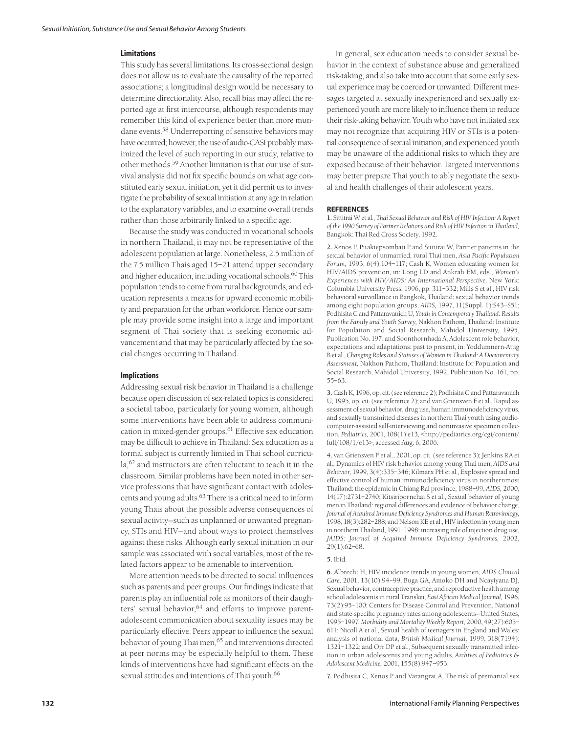### Limitations

This study has several limitations. Its cross-sectional design does not allow us to evaluate the causality of the reported associations; a longitudinal design would be necessary to determine directionality. Also, recall bias may affect the reported age at first intercourse, although respondents may remember this kind of experience better than more mundane events.[58] Underreporting of sensitive behaviors may have occurred; however, the use of audio-CASI probably maximized the level of such reporting in our study, relative to other methods.[59] Another limitation is that our use of survival analysis did not fix specific bounds on what age constituted early sexual initiation, yet it did permit us to investigate the probability of sexual initiation at any age in relation to the explanatory variables, and to examine overall trends rather than those arbitrarily linked to a specific age.

Because the study was conducted in vocational schools in northern Thailand, it may not be representative of the adolescent population at large. Nonetheless, 2.5 million of the 7.5 million Thais aged 15–21 attend upper secondary and higher education, including vocational schools.[60] This population tends to come from rural backgrounds, and education represents a means for upward economic mobility and preparation for the urban workforce. Hence our sample may provide some insight into a large and important segment of Thai society that is seeking economic advancement and that may be particularly affected by the social changes occurring in Thailand.

### Implications

Addressing sexual risk behavior in Thailand is a challenge because open discussion of sex-related topics is considered a societal taboo, particularly for young women, although some interventions have been able to address communication in mixed-gender groups.[61] Effective sex education may be difficult to achieve in Thailand: Sex education as a formal subject is currently limited in Thai school curricula,[62] and instructors are often reluctant to teach it in the classroom. Similar problems have been noted in other service professions that have significant contact with adolescents and young adults.[63] There is a critical need to inform young Thais about the possible adverse consequences of sexual activity—such as unplanned or unwanted pregnancy, STIs and HIV—and about ways to protect themselves against these risks. Although early sexual initiation in our sample was associated with social variables, most of the related factors appear to be amenable to intervention.

More attention needs to be directed to social influences such as parents and peer groups. Our findings indicate that parents play an influential role as monitors of their daughters' sexual behavior,[64] and efforts to improve parent-adolescent communication about sexuality issues may be particularly effective. Peers appear to influence the sexual behavior of young Thai men,[65] and interventions directed at peer norms may be especially helpful to them. These kinds of interventions have had significant effects on the sexual attitudes and intentions of Thai youth.[66]

In general, sex education needs to consider sexual behavior in the context of substance abuse and generalized risk-taking, and also take into account that some early sexual experience may be coerced or unwanted. Different messages targeted at sexually inexperienced and sexually experienced youth are more likely to influence them to reduce their risk-taking behavior. Youth who have not initiated sex may not recognize that acquiring HIV or STIs is a potential consequence of sexual initiation, and experienced youth may be unaware of the additional risks to which they are exposed because of their behavior. Targeted interventions may better prepare Thai youth to ably negotiate the sexual and health challenges of their adolescent years.

#### REFERENCES

**1.** Sittitrai W et al., *Thai Sexual Behavior and Risk of HIV Infection: A Report of the 1990 Survey of Partner Relations and Risk of HIV Infection in Thailand,* Bangkok: Thai Red Cross Society, 1992.

**2.** Xenos P, Pitaktepsombati P and Sittitrai W, Partner patterns in the sexual behavior of unmarried, rural Thai men, *Asia Pacific Population Forum,* 1993, 6(4):104–117; Cash K, Women educating women for HIV/AIDS prevention, in: Long LD and Ankrah EM, eds., *Women's Experiences with HIV/AIDS: An International Perspective,* New York: Columbia University Press, 1996, pp. 311–332; Mills S et al., HIV risk behavioral surveillance in Bangkok, Thailand: sexual behavior trends among eight population groups, *AIDS,* 1997, 11(Suppl. 1):S43–S51; Podhisita C and Pattaravanich U, *Youth in Contemporary Thailand: Results from the Family and Youth Survey,* Nakhon Pathom, Thailand: Institute for Population and Social Research, Mahidol University, 1995, Publication No. 197; and Soonthornhada A, Adolescent role behavior, expectations and adaptations: past to present, in: Yoddumnern-Attig B et al., *Changing Roles and Statuses of Women in Thailand: A Documentary Assessment,* Nakhon Pathom, Thailand: Institute for Population and Social Research, Mahidol University, 1992, Publication No. 161, pp. 55–63.

**3.** Cash K, 1996, op. cit. (see reference 2); Podhisita C and Pattaravanich U, 1995, op. cit. (see reference 2); and van Griensven F et al., Rapid assessment of sexual behavior, drug use, human immunodeficiency virus, and sexually transmitted diseases in northern Thai youth using audio-computer-assisted self-interviewing and noninvasive specimen collection, *Pediatrics,* 2001, 108(1):e13, <http://pediatrics.org/cgi/content/full/108/1/e13>, accessed Aug. 6, 2006.

**4.** van Griensven F et al., 2001, op. cit. (see reference 3); Jenkins RA et al., Dynamics of HIV risk behavior among young Thai men, *AIDS and Behavior,* 1999, 3(4):335–346; Kilmarx PH et al., Explosive spread and effective control of human immunodeficiency virus in northernmost Thailand: the epidemic in Chiang Rai province, 1988–99, *AIDS,* 2000, 14(17):2731–2740; Kitsiripornchai S et al., Sexual behavior of young men in Thailand: regional differences and evidence of behavior change, *Journal of Acquired Immune Deficiency Syndromes and Human Retrovirology,* 1998, 18(3):282–288; and Nelson KE et al., HIV infection in young men in northern Thailand, 1991–1998: increasing role of injection drug use, *JAIDS: Journal of Acquired Immune Deficiency Syndromes,* 2002, 29(1):62–68.

**5.** Ibid.

**6.** Albrecht H, HIV incidence trends in young women, *AIDS Clinical Care,* 2001, 13(10):94–99; Buga GA, Amoko DH and Ncayiyana DJ, Sexual behavior, contraceptive practice, and reproductive health among school adolescents in rural Transkei, *East African Medical Journal,* 1996, 73(2):95–100; Centers for Disease Control and Prevention, National and state-specific pregnancy rates among adolescents—United States, 1995–1997, *Morbidity and Mortality Weekly Report,* 2000, 49(27):605–611; Nicoll A et al., Sexual health of teenagers in England and Wales: analysis of national data, *British Medical Journal,* 1999, 318(7194): 1321–1322; and Orr DP et al., Subsequent sexually transmitted infection in urban adolescents and young adults, *Archives of Pediatrics & Adolescent Medicine,* 2001, 155(8):947–953.

**7.** Podhisita C, Xenos P and Varangrat A, The risk of premarital sex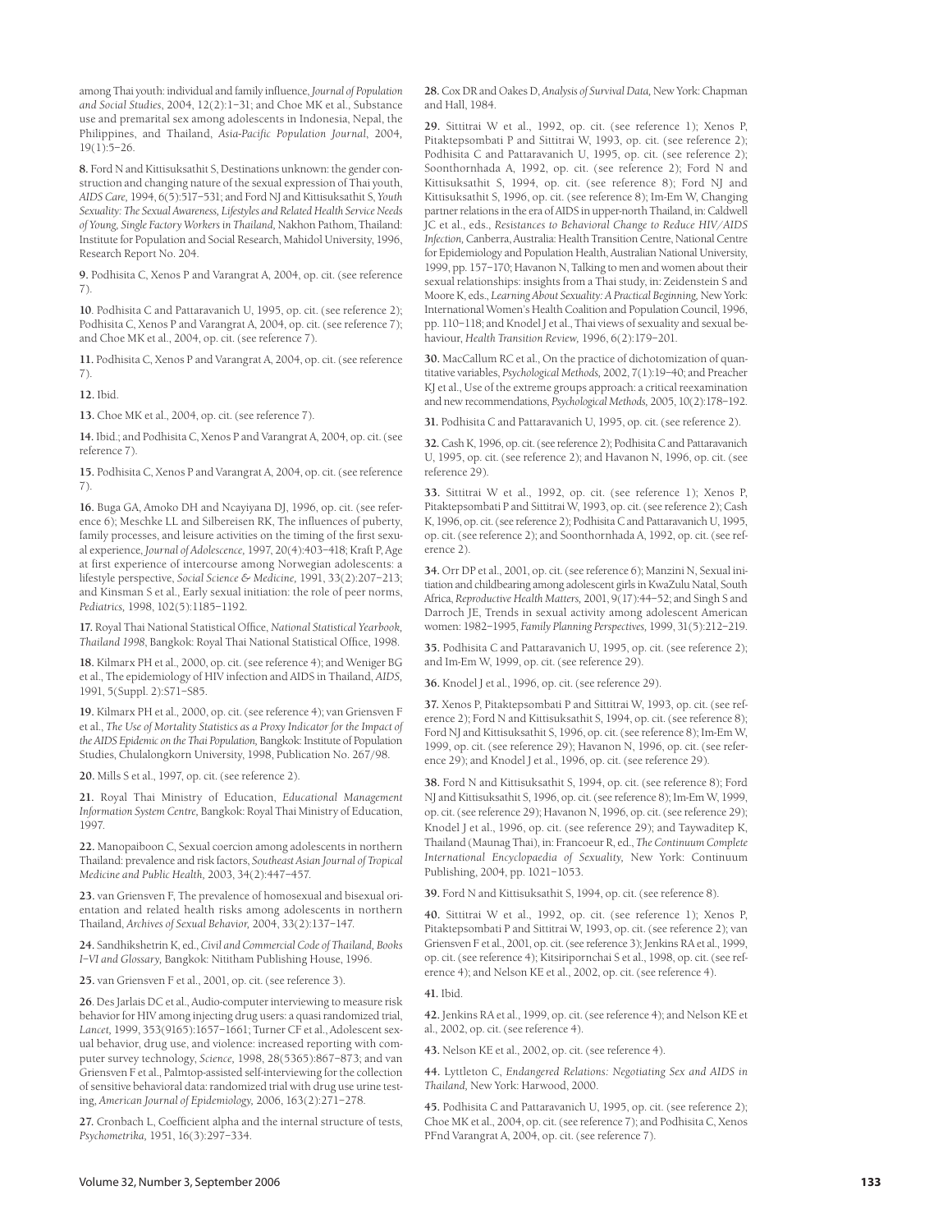among Thai youth: individual and family influence, *Journal of Population and Social Studies*, 2004, 12(2):1–31; and Choe MK et al., Substance use and premarital sex among adolescents in Indonesia, Nepal, the Philippines, and Thailand, *Asia-Pacific Population Journal*, 2004, 19(1):5–26.

**8.** Ford N and Kittisuksathit S, Destinations unknown: the gender construction and changing nature of the sexual expression of Thai youth, *AIDS Care*, 1994, 6(5):517–531; and Ford NJ and Kittisuksathit S, *Youth Sexuality: The Sexual Awareness, Lifestyles and Related Health Service Needs of Young, Single Factory Workers in Thailand*, Nakhon Pathom, Thailand: Institute for Population and Social Research, Mahidol University, 1996, Research Report No. 204.

**9.** Podhisita C, Xenos P and Varangrat A, 2004, op. cit. (see reference 7).

**10.** Podhisita C and Pattaravanich U, 1995, op. cit. (see reference 2); Podhisita C, Xenos P and Varangrat A, 2004, op. cit. (see reference 7); and Choe MK et al., 2004, op. cit. (see reference 7).

**11.** Podhisita C, Xenos P and Varangrat A, 2004, op. cit. (see reference 7).

**12.** Ibid.

**13.** Choe MK et al., 2004, op. cit. (see reference 7).

**14.** Ibid.; and Podhisita C, Xenos P and Varangrat A, 2004, op. cit. (see reference 7).

**15.** Podhisita C, Xenos P and Varangrat A, 2004, op. cit. (see reference 7).

**16.** Buga GA, Amoko DH and Ncayiyana DJ, 1996, op. cit. (see reference 6); Meschke LL and Silbereisen RK, The influences of puberty, family processes, and leisure activities on the timing of the first sexual experience, *Journal of Adolescence*, 1997, 20(4):403–418; Kraft P, Age at first experience of intercourse among Norwegian adolescents: a lifestyle perspective, *Social Science & Medicine*, 1991, 33(2):207–213; and Kinsman S et al., Early sexual initiation: the role of peer norms, *Pediatrics*, 1998, 102(5):1185–1192.

**17.** Royal Thai National Statistical Office, *National Statistical Yearbook, Thailand 1998*, Bangkok: Royal Thai National Statistical Office, 1998.

**18.** Kilmarx PH et al., 2000, op. cit. (see reference 4); and Weniger BG et al., The epidemiology of HIV infection and AIDS in Thailand, *AIDS*, 1991, 5(Suppl. 2):S71–S85.

**19.** Kilmarx PH et al., 2000, op. cit. (see reference 4); van Griensven F et al., *The Use of Mortality Statistics as a Proxy Indicator for the Impact of the AIDS Epidemic on the Thai Population*, Bangkok: Institute of Population Studies, Chulalongkorn University, 1998, Publication No. 267/98.

**20.** Mills S et al., 1997, op. cit. (see reference 2).

**21.** Royal Thai Ministry of Education, *Educational Management Information System Centre*, Bangkok: Royal Thai Ministry of Education, 1997.

**22.** Manopaiboon C, Sexual coercion among adolescents in northern Thailand: prevalence and risk factors, *Southeast Asian Journal of Tropical Medicine and Public Health*, 2003, 34(2):447–457.

**23.** van Griensven F, The prevalence of homosexual and bisexual orientation and related health risks among adolescents in northern Thailand, *Archives of Sexual Behavior*, 2004, 33(2):137–147.

**24.** Sandhikshetrin K, ed., *Civil and Commercial Code of Thailand, Books I–VI and Glossary*, Bangkok: Nititham Publishing House, 1996.

**25.** van Griensven F et al., 2001, op. cit. (see reference 3).

**26.** Des Jarlais DC et al., Audio-computer interviewing to measure risk behavior for HIV among injecting drug users: a quasi randomized trial, *Lancet*, 1999, 353(9165):1657–1661; Turner CF et al., Adolescent sexual behavior, drug use, and violence: increased reporting with computer survey technology, *Science*, 1998, 28(5365):867–873; and van Griensven F et al., Palmtop-assisted self-interviewing for the collection of sensitive behavioral data: randomized trial with drug use urine testing, *American Journal of Epidemiology*, 2006, 163(2):271–278.

**27.** Cronbach L, Coefficient alpha and the internal structure of tests, *Psychometrika*, 1951, 16(3):297–334.

**28.** Cox DR and Oakes D, *Analysis of Survival Data*, New York: Chapman and Hall, 1984.

**29.** Sittitrai W et al., 1992, op. cit. (see reference 1); Xenos P, Pitaktepsombati P and Sittitrai W, 1993, op. cit. (see reference 2); Podhisita C and Pattaravanich U, 1995, op. cit. (see reference 2); Soonthornhada A, 1992, op. cit. (see reference 2); Ford N and Kittisuksathit S, 1994, op. cit. (see reference 8); Ford NJ and Kittisuksathit S, 1996, op. cit. (see reference 8); Im-Em W, Changing partner relations in the era of AIDS in upper-north Thailand, in: Caldwell JC et al., eds., *Resistances to Behavioral Change to Reduce HIV/AIDS Infection*, Canberra, Australia: Health Transition Centre, National Centre for Epidemiology and Population Health, Australian National University, 1999, pp. 157–170; Havanon N, Talking to men and women about their sexual relationships: insights from a Thai study, in: Zeidenstein S and Moore K, eds., *Learning About Sexuality: A Practical Beginning*, New York: International Women's Health Coalition and Population Council, 1996, pp. 110–118; and Knodel J et al., Thai views of sexuality and sexual behaviour, *Health Transition Review*, 1996, 6(2):179–201.

**30.** MacCallum RC et al., On the practice of dichotomization of quantitative variables, *Psychological Methods*, 2002, 7(1):19–40; and Preacher KJ et al., Use of the extreme groups approach: a critical reexamination and new recommendations, *Psychological Methods*, 2005, 10(2):178–192.

**31.** Podhisita C and Pattaravanich U, 1995, op. cit. (see reference 2).

**32.** Cash K, 1996, op. cit. (see reference 2); Podhisita C and Pattaravanich U, 1995, op. cit. (see reference 2); and Havanon N, 1996, op. cit. (see reference 29).

**33.** Sittitrai W et al., 1992, op. cit. (see reference 1); Xenos P, Pitaktepsombati P and Sittitrai W, 1993, op. cit. (see reference 2); Cash K, 1996, op. cit. (see reference 2); Podhisita C and Pattaravanich U, 1995, op. cit. (see reference 2); and Soonthornhada A, 1992, op. cit. (see reference 2).

**34.** Orr DP et al., 2001, op. cit. (see reference 6); Manzini N, Sexual initiation and childbearing among adolescent girls in KwaZulu Natal, South Africa, *Reproductive Health Matters*, 2001, 9(17):44–52; and Singh S and Darroch JE, Trends in sexual activity among adolescent American women: 1982–1995, *Family Planning Perspectives*, 1999, 31(5):212–219.

**35.** Podhisita C and Pattaravanich U, 1995, op. cit. (see reference 2); and Im-Em W, 1999, op. cit. (see reference 29).

**36.** Knodel J et al., 1996, op. cit. (see reference 29).

**37.** Xenos P, Pitaktepsombati P and Sittitrai W, 1993, op. cit. (see reference 2); Ford N and Kittisuksathit S, 1994, op. cit. (see reference 8); Ford NJ and Kittisuksathit S, 1996, op. cit. (see reference 8); Im-Em W, 1999, op. cit. (see reference 29); Havanon N, 1996, op. cit. (see reference 29); and Knodel J et al., 1996, op. cit. (see reference 29).

**38.** Ford N and Kittisuksathit S, 1994, op. cit. (see reference 8); Ford NJ and Kittisuksathit S, 1996, op. cit. (see reference 8); Im-Em W, 1999, op. cit. (see reference 29); Havanon N, 1996, op. cit. (see reference 29); Knodel J et al., 1996, op. cit. (see reference 29); and Taywaditep K, Thailand (Maunag Thai), in: Francoeur R, ed., *The Continuum Complete International Encyclopaedia of Sexuality*, New York: Continuum Publishing, 2004, pp. 1021–1053.

**39.** Ford N and Kittisuksathit S, 1994, op. cit. (see reference 8).

**40.** Sittitrai W et al., 1992, op. cit. (see reference 1); Xenos P, Pitaktepsombati P and Sittitrai W, 1993, op. cit. (see reference 2); van Griensven F et al., 2001, op. cit. (see reference 3); Jenkins RA et al., 1999, op. cit. (see reference 4); Kitsiripornchai S et al., 1998, op. cit. (see reference 4); and Nelson KE et al., 2002, op. cit. (see reference 4).

**41.** Ibid.

**42.** Jenkins RA et al., 1999, op. cit. (see reference 4); and Nelson KE et al., 2002, op. cit. (see reference 4).

**43.** Nelson KE et al., 2002, op. cit. (see reference 4).

**44.** Lyttleton C, *Endangered Relations: Negotiating Sex and AIDS in Thailand*, New York: Harwood, 2000.

**45.** Podhisita C and Pattaravanich U, 1995, op. cit. (see reference 2); Choe MK et al., 2004, op. cit. (see reference 7); and Podhisita C, Xenos PFnd Varangrat A, 2004, op. cit. (see reference 7).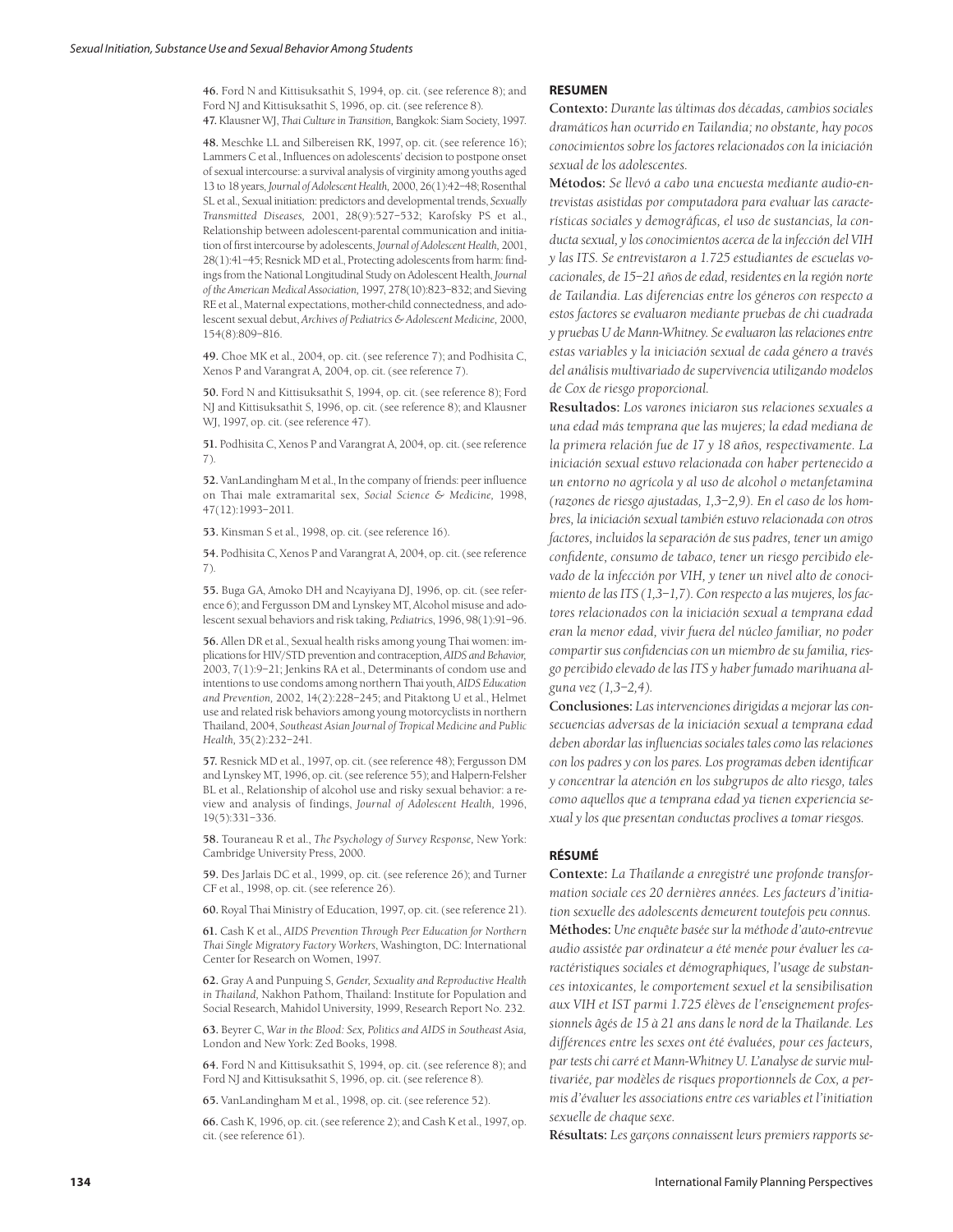**46.** Ford N and Kittisuksathit S, 1994, op. cit. (see reference 8); and Ford NJ and Kittisuksathit S, 1996, op. cit. (see reference 8).

**47.** Klausner WJ, *Thai Culture in Transition,* Bangkok: Siam Society, 1997.

**48.** Meschke LL and Silbereisen RK, 1997, op. cit. (see reference 16); Lammers C et al., Influences on adolescents' decision to postpone onset of sexual intercourse: a survival analysis of virginity among youths aged 13 to 18 years, *Journal of Adolescent Health,* 2000, 26(1):42–48; Rosenthal SL et al., Sexual initiation: predictors and developmental trends, *Sexually Transmitted Diseases,* 2001, 28(9):527–532; Karofsky PS et al., Relationship between adolescent-parental communication and initiation of first intercourse by adolescents, *Journal of Adolescent Health,* 2001, 28(1):41–45; Resnick MD et al., Protecting adolescents from harm: findings from the National Longitudinal Study on Adolescent Health, *Journal of the American Medical Association,* 1997, 278(10):823–832; and Sieving RE et al., Maternal expectations, mother-child connectedness, and adolescent sexual debut, *Archives of Pediatrics & Adolescent Medicine,* 2000, 154(8):809–816.

**49.** Choe MK et al., 2004, op. cit. (see reference 7); and Podhisita C, Xenos P and Varangrat A, 2004, op. cit. (see reference 7).

**50.** Ford N and Kittisuksathit S, 1994, op. cit. (see reference 8); Ford NJ and Kittisuksathit S, 1996, op. cit. (see reference 8); and Klausner WJ, 1997, op. cit. (see reference 47).

**51.** Podhisita C, Xenos P and Varangrat A, 2004, op. cit. (see reference 7).

**52.** VanLandingham M et al., In the company of friends: peer influence on Thai male extramarital sex, *Social Science & Medicine,* 1998, 47(12):1993–2011.

**53.** Kinsman S et al., 1998, op. cit. (see reference 16).

**54.** Podhisita C, Xenos P and Varangrat A, 2004, op. cit. (see reference 7).

**55.** Buga GA, Amoko DH and Ncayiyana DJ, 1996, op. cit. (see reference 6); and Fergusson DM and Lynskey MT, Alcohol misuse and adolescent sexual behaviors and risk taking, *Pediatrics,* 1996, 98(1):91–96.

**56.** Allen DR et al., Sexual health risks among young Thai women: implications for HIV/STD prevention and contraception, *AIDS and Behavior,* 2003, 7(1):9–21; Jenkins RA et al., Determinants of condom use and intentions to use condoms among northern Thai youth, *AIDS Education and Prevention,* 2002, 14(2):228–245; and Pitaktong U et al., Helmet use and related risk behaviors among young motorcyclists in northern Thailand, 2004, *Southeast Asian Journal of Tropical Medicine and Public Health,* 35(2):232–241.

**57.** Resnick MD et al., 1997, op. cit. (see reference 48); Fergusson DM and Lynskey MT, 1996, op. cit. (see reference 55); and Halpern-Felsher BL et al., Relationship of alcohol use and risky sexual behavior: a review and analysis of findings, *Journal of Adolescent Health,* 1996, 19(5):331–336.

**58.** Touraneau R et al., *The Psychology of Survey Response,* New York: Cambridge University Press, 2000.

**59.** Des Jarlais DC et al., 1999, op. cit. (see reference 26); and Turner CF et al., 1998, op. cit. (see reference 26).

**60.** Royal Thai Ministry of Education, 1997, op. cit. (see reference 21).

**61.** Cash K et al., *AIDS Prevention Through Peer Education for Northern Thai Single Migratory Factory Workers,* Washington, DC: International Center for Research on Women, 1997.

**62.** Gray A and Punpuing S, *Gender, Sexuality and Reproductive Health in Thailand,* Nakhon Pathom, Thailand: Institute for Population and Social Research, Mahidol University, 1999, Research Report No. 232.

**63.** Beyrer C, *War in the Blood: Sex, Politics and AIDS in Southeast Asia,* London and New York: Zed Books, 1998.

**64.** Ford N and Kittisuksathit S, 1994, op. cit. (see reference 8); and Ford NJ and Kittisuksathit S, 1996, op. cit. (see reference 8).

**65.** VanLandingham M et al., 1998, op. cit. (see reference 52).

**66.** Cash K, 1996, op. cit. (see reference 2); and Cash K et al., 1997, op. cit. (see reference 61).

## RESUMEN

**Contexto:** *Durante las últimas dos décadas, cambios sociales dramáticos han ocurrido en Tailandia; no obstante, hay pocos conocimientos sobre los factores relacionados con la iniciación sexual de los adolescentes.*

**Métodos:** *Se llevó a cabo una encuesta mediante audio-entrevistas asistidas por computadora para evaluar las características sociales y demográficas, el uso de sustancias, la conducta sexual, y los conocimientos acerca de la infección del VIH y las ITS. Se entrevistaron a 1.725 estudiantes de escuelas vocacionales, de 15–21 años de edad, residentes en la región norte de Tailandia. Las diferencias entre los géneros con respecto a estos factores se evaluaron mediante pruebas de chi cuadrada y pruebas U de Mann-Whitney. Se evaluaron las relaciones entre estas variables y la iniciación sexual de cada género a través del análisis multivariado de supervivencia utilizando modelos de Cox de riesgo proporcional.*

**Resultados:** *Los varones iniciaron sus relaciones sexuales a una edad más temprana que las mujeres; la edad mediana de la primera relación fue de 17 y 18 años, respectivamente. La iniciación sexual estuvo relacionada con haber pertenecido a un entorno no agrícola y al uso de alcohol o metanfetamina (razones de riesgo ajustadas, 1,3–2,9). En el caso de los hombres, la iniciación sexual también estuvo relacionada con otros factores, incluidos la separación de sus padres, tener un amigo confidente, consumo de tabaco, tener un riesgo percibido elevado de la infección por VIH, y tener un nivel alto de conocimiento de las ITS (1,3–1,7). Con respecto a las mujeres, los factores relacionados con la iniciación sexual a temprana edad eran la menor edad, vivir fuera del núcleo familiar, no poder compartir sus confidencias con un miembro de su familia, riesgo percibido elevado de las ITS y haber fumado marihuana alguna vez (1,3–2,4).*

**Conclusiones:** *Las intervenciones dirigidas a mejorar las consecuencias adversas de la iniciación sexual a temprana edad deben abordar las influencias sociales tales como las relaciones con los padres y con los pares. Los programas deben identificar y concentrar la atención en los subgrupos de alto riesgo, tales como aquellos que a temprana edad ya tienen experiencia sexual y los que presentan conductas proclives a tomar riesgos.*

## RÉSUMÉ

**Contexte:** *La Thaïlande a enregistré une profonde transformation sociale ces 20 dernières années. Les facteurs d'initiation sexuelle des adolescents demeurent toutefois peu connus.*

**Méthodes:** *Une enquête basée sur la méthode d'auto-entrevue audio assistée par ordinateur a été menée pour évaluer les caractéristiques sociales et démographiques, l'usage de substances intoxicantes, le comportement sexuel et la sensibilisation aux VIH et IST parmi 1.725 élèves de l'enseignement professionnels âgés de 15 à 21 ans dans le nord de la Thaïlande. Les différences entre les sexes ont été évaluées, pour ces facteurs, par tests chi carré et Mann-Whitney U. L'analyse de survie multivariée, par modèles de risques proportionnels de Cox, a permis d'évaluer les associations entre ces variables et l'initiation sexuelle de chaque sexe.*

**Résultats:** *Les garçons connaissent leurs premiers rapports se-*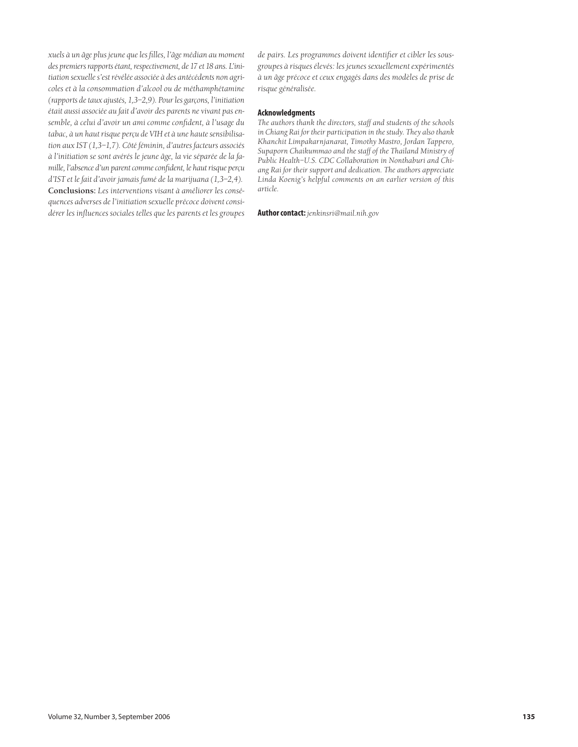*xuels à un âge plus jeune que les filles, l'âge médian au moment des premiers rapports étant, respectivement, de 17 et 18 ans. L'initiation sexuelle s'est révélée associée à des antécédents non agricoles et à la consommation d'alcool ou de méthamphétamine (rapports de taux ajustés, 1,3–2,9). Pour les garçons, l'initiation était aussi associée au fait d'avoir des parents ne vivant pas ensemble, à celui d'avoir un ami comme confident, à l'usage du tabac, à un haut risque perçu de VIH et à une haute sensibilisation aux IST (1,3–1,7). Côté féminin, d'autres facteurs associés à l'initiation se sont avérés le jeune âge, la vie séparée de la famille, l'absence d'un parent comme confident, le haut risque perçu d'IST et le fait d'avoir jamais fumé de la marijuana (1,3–2,4).*

**Conclusions:** *Les interventions visant à améliorer les conséquences adverses de l'initiation sexuelle précoce doivent considérer les influences sociales telles que les parents et les groupes de pairs. Les programmes doivent identifier et cibler les sous-groupes à risques élevés: les jeunes sexuellement expérimentés à un âge précoce et ceux engagés dans des modèles de prise de risque généralisée.*

**Acknowledgments**

*The authors thank the directors, staff and students of the schools in Chiang Rai for their participation in the study. They also thank Khanchit Limpakarnjanarat, Timothy Mastro, Jordan Tappero, Supaporn Chaikummao and the staff of the Thailand Ministry of Public Health–U.S. CDC Collaboration in Nonthaburi and Chiang Rai for their support and dedication. The authors appreciate Linda Koenig's helpful comments on an earlier version of this article.*

**Author contact:** *jenkinsri@mail.nih.gov*